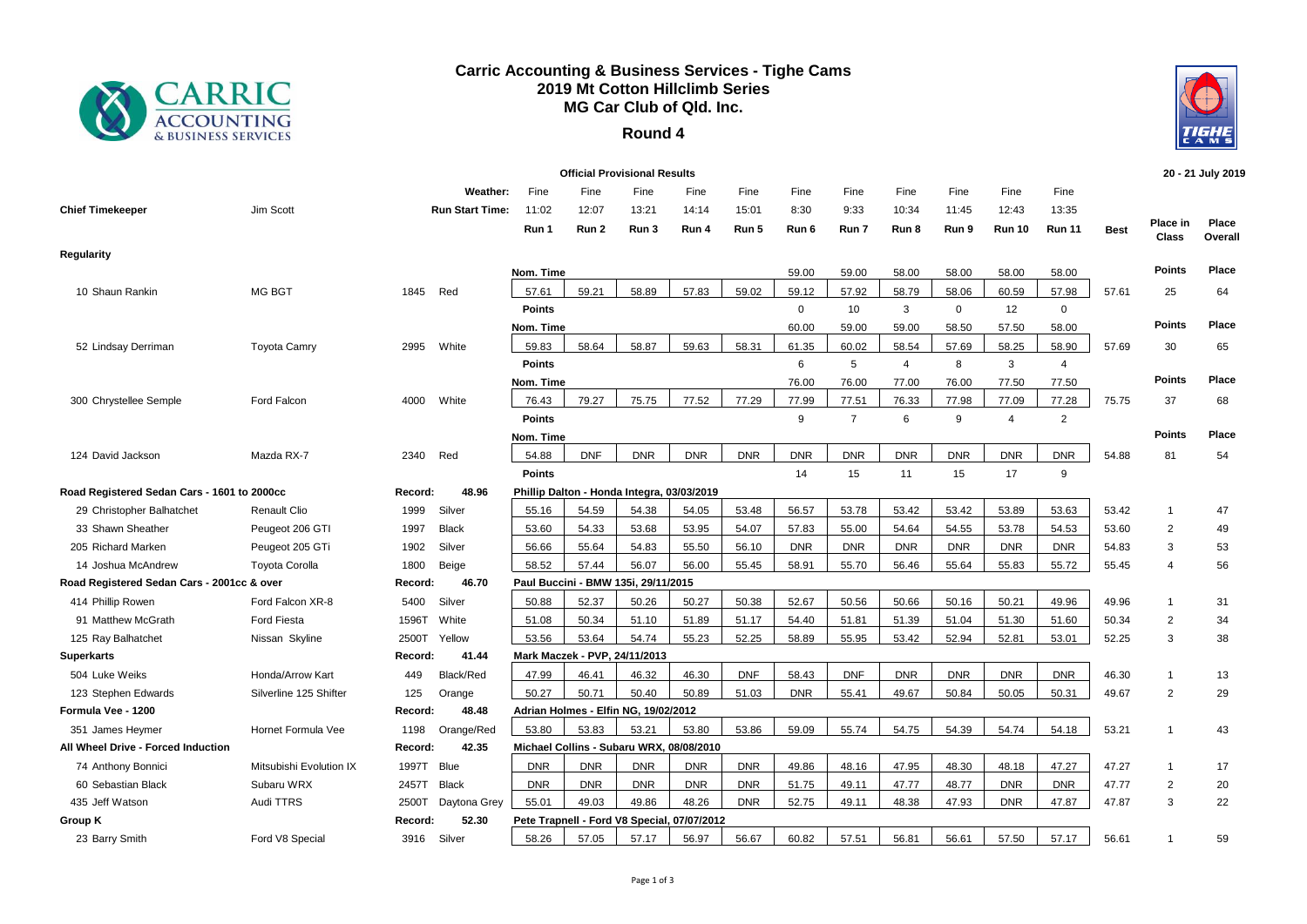# Carric Accounting & Business Services - Tighe Cams
## 2019 Mt Cotton Hillclimb Series
## MG Car Club of Qld. Inc.
### Round 4

**Official Provisional Results** — 20 - 21 July 2019

| | | | Weather: | Fine | Fine | Fine | Fine | Fine | Fine | Fine | Fine | Fine | Fine | Fine | | | |
|---|---|---|---|---|---|---|---|---|---|---|---|---|---|---|---|---|---|
| **Chief Timekeeper** | Jim Scott | | **Run Start Time:** | 11:02 | 12:07 | 13:21 | 14:14 | 15:01 | 8:30 | 9:33 | 10:34 | 11:45 | 12:43 | 13:35 | | | |
| | | | | **Run 1** | **Run 2** | **Run 3** | **Run 4** | **Run 5** | **Run 6** | **Run 7** | **Run 8** | **Run 9** | **Run 10** | **Run 11** | **Best** | **Place in Class** | **Place Overall** |
| **Regularity** | | | | | | | | | | | | | | | | | |
| | | | | Nom. Time | | | | | 59.00 | 59.00 | 58.00 | 58.00 | 58.00 | 58.00 | | **Points** | **Place** |
| 10 Shaun Rankin | MG BGT | 1845 | Red | 57.61 | 59.21 | 58.89 | 57.83 | 59.02 | 59.12 | 57.92 | 58.79 | 58.06 | 60.59 | 57.98 | 57.61 | 25 | 64 |
| | | | | Points | | | | | 0 | 10 | 3 | 0 | 12 | 0 | | | |
| | | | | Nom. Time | | | | | 60.00 | 59.00 | 59.00 | 58.50 | 57.50 | 58.00 | | **Points** | **Place** |
| 52 Lindsay Derriman | Toyota Camry | 2995 | White | 59.83 | 58.64 | 58.87 | 59.63 | 58.31 | 61.35 | 60.02 | 58.54 | 57.69 | 58.25 | 58.90 | 57.69 | 30 | 65 |
| | | | | Points | | | | | 6 | 5 | 4 | 8 | 3 | 4 | | | |
| | | | | Nom. Time | | | | | 76.00 | 76.00 | 77.00 | 76.00 | 77.50 | 77.50 | | **Points** | **Place** |
| 300 Chrystellee Semple | Ford Falcon | 4000 | White | 76.43 | 79.27 | 75.75 | 77.52 | 77.29 | 77.99 | 77.51 | 76.33 | 77.98 | 77.09 | 77.28 | 75.75 | 37 | 68 |
| | | | | Points | | | | | 9 | 7 | 6 | 9 | 4 | 2 | | | |
| | | | | Nom. Time | | | | | | | | | | | | **Points** | **Place** |
| 124 David Jackson | Mazda RX-7 | 2340 | Red | 54.88 | DNF | DNR | DNR | DNR | DNR | DNR | DNR | DNR | DNR | DNR | 54.88 | 81 | 54 |
| | | | | Points | | | | | 14 | 15 | 11 | 15 | 17 | 9 | | | |
| **Road Registered Sedan Cars - 1601 to 2000cc** | | **Record:** | **48.96** | **Phillip Dalton - Honda Integra, 03/03/2019** | | | | | | | | | | | | | |
| 29 Christopher Balhatchet | Renault Clio | 1999 | Silver | 55.16 | 54.59 | 54.38 | 54.05 | 53.48 | 56.57 | 53.78 | 53.42 | 53.42 | 53.89 | 53.63 | 53.42 | 1 | 47 |
| 33 Shawn Sheather | Peugeot 206 GTI | 1997 | Black | 53.60 | 54.33 | 53.68 | 53.95 | 54.07 | 57.83 | 55.00 | 54.64 | 54.55 | 53.78 | 54.53 | 53.60 | 2 | 49 |
| 205 Richard Marken | Peugeot 205 GTi | 1902 | Silver | 56.66 | 55.64 | 54.83 | 55.50 | 56.10 | DNR | DNR | DNR | DNR | DNR | DNR | 54.83 | 3 | 53 |
| 14 Joshua McAndrew | Toyota Corolla | 1800 | Beige | 58.52 | 57.44 | 56.07 | 56.00 | 55.45 | 58.91 | 55.70 | 56.46 | 55.64 | 55.83 | 55.72 | 55.45 | 4 | 56 |
| **Road Registered Sedan Cars - 2001cc & over** | | **Record:** | **46.70** | **Paul Buccini - BMW 135i, 29/11/2015** | | | | | | | | | | | | | |
| 414 Phillip Rowen | Ford Falcon XR-8 | 5400 | Silver | 50.88 | 52.37 | 50.26 | 50.27 | 50.38 | 52.67 | 50.56 | 50.66 | 50.16 | 50.21 | 49.96 | 49.96 | 1 | 31 |
| 91 Matthew McGrath | Ford Fiesta | 1596T | White | 51.08 | 50.34 | 51.10 | 51.89 | 51.17 | 54.40 | 51.81 | 51.39 | 51.04 | 51.30 | 51.60 | 50.34 | 2 | 34 |
| 125 Ray Balhatchet | Nissan Skyline | 2500T | Yellow | 53.56 | 53.64 | 54.74 | 55.23 | 52.25 | 58.89 | 55.95 | 53.42 | 52.94 | 52.81 | 53.01 | 52.25 | 3 | 38 |
| **Superkarts** | | **Record:** | **41.44** | **Mark Maczek - PVP, 24/11/2013** | | | | | | | | | | | | | |
| 504 Luke Weiks | Honda/Arrow Kart | 449 | Black/Red | 47.99 | 46.41 | 46.32 | 46.30 | DNF | 58.43 | DNF | DNR | DNR | DNR | DNR | 46.30 | 1 | 13 |
| 123 Stephen Edwards | Silverline 125 Shifter | 125 | Orange | 50.27 | 50.71 | 50.40 | 50.89 | 51.03 | DNR | 55.41 | 49.67 | 50.84 | 50.05 | 50.31 | 49.67 | 2 | 29 |
| **Formula Vee - 1200** | | **Record:** | **48.48** | **Adrian Holmes - Elfin NG, 19/02/2012** | | | | | | | | | | | | | |
| 351 James Heymer | Hornet Formula Vee | 1198 | Orange/Red | 53.80 | 53.83 | 53.21 | 53.80 | 53.86 | 59.09 | 55.74 | 54.75 | 54.39 | 54.74 | 54.18 | 53.21 | 1 | 43 |
| **All Wheel Drive - Forced Induction** | | **Record:** | **42.35** | **Michael Collins - Subaru WRX, 08/08/2010** | | | | | | | | | | | | | |
| 74 Anthony Bonnici | Mitsubishi Evolution IX | 1997T | Blue | DNR | DNR | DNR | DNR | DNR | 49.86 | 48.16 | 47.95 | 48.30 | 48.18 | 47.27 | 47.27 | 1 | 17 |
| 60 Sebastian Black | Subaru WRX | 2457T | Black | DNR | DNR | DNR | DNR | DNR | 51.75 | 49.11 | 47.77 | 48.77 | DNR | DNR | 47.77 | 2 | 20 |
| 435 Jeff Watson | Audi TTRS | 2500T | Daytona Grey | 55.01 | 49.03 | 49.86 | 48.26 | DNR | 52.75 | 49.11 | 48.38 | 47.93 | DNR | 47.87 | 47.87 | 3 | 22 |
| **Group K** | | **Record:** | **52.30** | **Pete Trapnell - Ford V8 Special, 07/07/2012** | | | | | | | | | | | | | |
| 23 Barry Smith | Ford V8 Special | 3916 | Silver | 58.26 | 57.05 | 57.17 | 56.97 | 56.67 | 60.82 | 57.51 | 56.81 | 56.61 | 57.50 | 57.17 | 56.61 | 1 | 59 |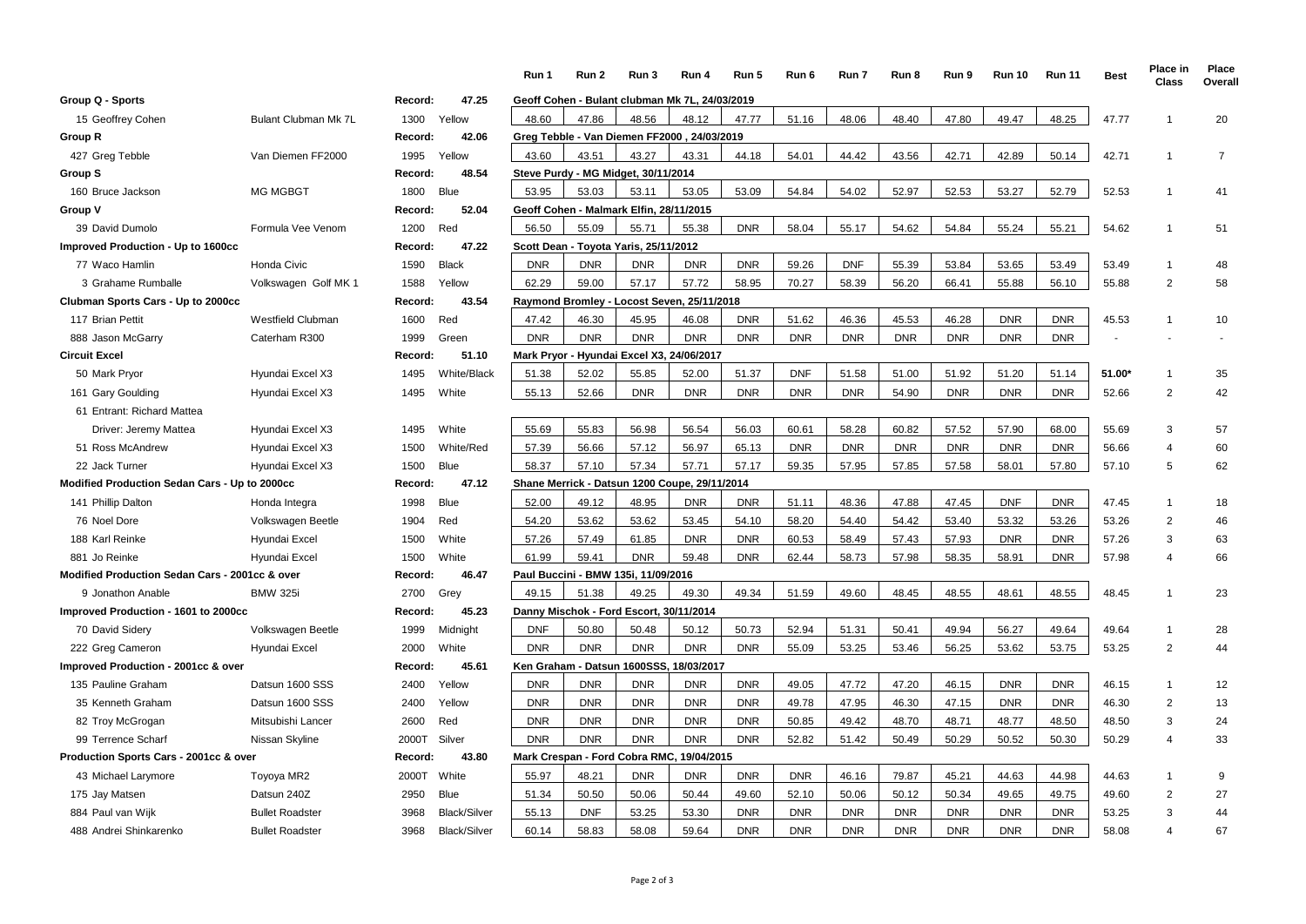| | | | | Run 1 | Run 2 | Run 3 | Run 4 | Run 5 | Run 6 | Run 7 | Run 8 | Run 9 | Run 10 | Run 11 | Best | Place in Class | Place Overall |
|---|---|---|---|---|---|---|---|---|---|---|---|---|---|---|---|---|---|
| **Group Q - Sports** | | Record: | 47.25 | Geoff Cohen - Bulant clubman Mk 7L, 24/03/2019 | | | | | | | | | | | | | |
| 15 Geoffrey Cohen | Bulant Clubman Mk 7L | 1300 | Yellow | 48.60 | 47.86 | 48.56 | 48.12 | 47.77 | 51.16 | 48.06 | 48.40 | 47.80 | 49.47 | 48.25 | 47.77 | 1 | 20 |
| **Group R** | | Record: | 42.06 | Greg Tebble - Van Diemen FF2000 , 24/03/2019 | | | | | | | | | | | | | |
| 427 Greg Tebble | Van Diemen FF2000 | 1995 | Yellow | 43.60 | 43.51 | 43.27 | 43.31 | 44.18 | 54.01 | 44.42 | 43.56 | 42.71 | 42.89 | 50.14 | 42.71 | 1 | 7 |
| **Group S** | | Record: | 48.54 | Steve Purdy - MG Midget, 30/11/2014 | | | | | | | | | | | | | |
| 160 Bruce Jackson | MG MGBGT | 1800 | Blue | 53.95 | 53.03 | 53.11 | 53.05 | 53.09 | 54.84 | 54.02 | 52.97 | 52.53 | 53.27 | 52.79 | 52.53 | 1 | 41 |
| **Group V** | | Record: | 52.04 | Geoff Cohen - Malmark Elfin, 28/11/2015 | | | | | | | | | | | | | |
| 39 David Dumolo | Formula Vee Venom | 1200 | Red | 56.50 | 55.09 | 55.71 | 55.38 | DNR | 58.04 | 55.17 | 54.62 | 54.84 | 55.24 | 55.21 | 54.62 | 1 | 51 |
| **Improved Production - Up to 1600cc** | | Record: | 47.22 | Scott Dean - Toyota Yaris, 25/11/2012 | | | | | | | | | | | | | |
| 77 Waco Hamlin | Honda Civic | 1590 | Black | DNR | DNR | DNR | DNR | DNR | 59.26 | DNF | 55.39 | 53.84 | 53.65 | 53.49 | 53.49 | 1 | 48 |
| 3 Grahame Rumballe | Volkswagen Golf MK 1 | 1588 | Yellow | 62.29 | 59.00 | 57.17 | 57.72 | 58.95 | 70.27 | 58.39 | 56.20 | 66.41 | 55.88 | 56.10 | 55.88 | 2 | 58 |
| **Clubman Sports Cars - Up to 2000cc** | | Record: | 43.54 | Raymond Bromley - Locost Seven, 25/11/2018 | | | | | | | | | | | | | |
| 117 Brian Pettit | Westfield Clubman | 1600 | Red | 47.42 | 46.30 | 45.95 | 46.08 | DNR | 51.62 | 46.36 | 45.53 | 46.28 | DNR | DNR | 45.53 | 1 | 10 |
| 888 Jason McGarry | Caterham R300 | 1999 | Green | DNR | DNR | DNR | DNR | DNR | DNR | DNR | DNR | DNR | DNR | DNR | - | - | - |
| **Circuit Excel** | | Record: | 51.10 | Mark Pryor - Hyundai Excel X3, 24/06/2017 | | | | | | | | | | | | | |
| 50 Mark Pryor | Hyundai Excel X3 | 1495 | White/Black | 51.38 | 52.02 | 55.85 | 52.00 | 51.37 | DNF | 51.58 | 51.00 | 51.92 | 51.20 | 51.14 | 51.00* | 1 | 35 |
| 161 Gary Goulding | Hyundai Excel X3 | 1495 | White | 55.13 | 52.66 | DNR | DNR | DNR | DNR | DNR | 54.90 | DNR | DNR | DNR | 52.66 | 2 | 42 |
| 61 Entrant: Richard Mattea | | | | | | | | | | | | | | | | | |
| Driver: Jeremy Mattea | Hyundai Excel X3 | 1495 | White | 55.69 | 55.83 | 56.98 | 56.54 | 56.03 | 60.61 | 58.28 | 60.82 | 57.52 | 57.90 | 68.00 | 55.69 | 3 | 57 |
| 51 Ross McAndrew | Hyundai Excel X3 | 1500 | White/Red | 57.39 | 56.66 | 57.12 | 56.97 | 65.13 | DNR | DNR | DNR | DNR | DNR | DNR | 56.66 | 4 | 60 |
| 22 Jack Turner | Hyundai Excel X3 | 1500 | Blue | 58.37 | 57.10 | 57.34 | 57.71 | 57.17 | 59.35 | 57.95 | 57.85 | 57.58 | 58.01 | 57.80 | 57.10 | 5 | 62 |
| **Modified Production Sedan Cars - Up to 2000cc** | | Record: | 47.12 | Shane Merrick - Datsun 1200 Coupe, 29/11/2014 | | | | | | | | | | | | | |
| 141 Phillip Dalton | Honda Integra | 1998 | Blue | 52.00 | 49.12 | 48.95 | DNR | DNR | 51.11 | 48.36 | 47.88 | 47.45 | DNF | DNR | 47.45 | 1 | 18 |
| 76 Noel Dore | Volkswagen Beetle | 1904 | Red | 54.20 | 53.62 | 53.62 | 53.45 | 54.10 | 58.20 | 54.40 | 54.42 | 53.40 | 53.32 | 53.26 | 53.26 | 2 | 46 |
| 188 Karl Reinke | Hyundai Excel | 1500 | White | 57.26 | 57.49 | 61.85 | DNR | DNR | 60.53 | 58.49 | 57.43 | 57.93 | DNR | DNR | 57.26 | 3 | 63 |
| 881 Jo Reinke | Hyundai Excel | 1500 | White | 61.99 | 59.41 | DNR | 59.48 | DNR | 62.44 | 58.73 | 57.98 | 58.35 | 58.91 | DNR | 57.98 | 4 | 66 |
| **Modified Production Sedan Cars - 2001cc & over** | | Record: | 46.47 | Paul Buccini - BMW 135i, 11/09/2016 | | | | | | | | | | | | | |
| 9 Jonathon Anable | BMW 325i | 2700 | Grey | 49.15 | 51.38 | 49.25 | 49.30 | 49.34 | 51.59 | 49.60 | 48.45 | 48.55 | 48.61 | 48.55 | 48.45 | 1 | 23 |
| **Improved Production - 1601 to 2000cc** | | Record: | 45.23 | Danny Mischok - Ford Escort, 30/11/2014 | | | | | | | | | | | | | |
| 70 David Sidery | Volkswagen Beetle | 1999 | Midnight | DNF | 50.80 | 50.48 | 50.12 | 50.73 | 52.94 | 51.31 | 50.41 | 49.94 | 56.27 | 49.64 | 49.64 | 1 | 28 |
| 222 Greg Cameron | Hyundai Excel | 2000 | White | DNR | DNR | DNR | DNR | DNR | 55.09 | 53.25 | 53.46 | 56.25 | 53.62 | 53.75 | 53.25 | 2 | 44 |
| **Improved Production - 2001cc & over** | | Record: | 45.61 | Ken Graham - Datsun 1600SSS, 18/03/2017 | | | | | | | | | | | | | |
| 135 Pauline Graham | Datsun 1600 SSS | 2400 | Yellow | DNR | DNR | DNR | DNR | DNR | 49.05 | 47.72 | 47.20 | 46.15 | DNR | DNR | 46.15 | 1 | 12 |
| 35 Kenneth Graham | Datsun 1600 SSS | 2400 | Yellow | DNR | DNR | DNR | DNR | DNR | 49.78 | 47.95 | 46.30 | 47.15 | DNR | DNR | 46.30 | 2 | 13 |
| 82 Troy McGrogan | Mitsubishi Lancer | 2600 | Red | DNR | DNR | DNR | DNR | DNR | 50.85 | 49.42 | 48.70 | 48.71 | 48.77 | 48.50 | 48.50 | 3 | 24 |
| 99 Terrence Scharf | Nissan Skyline | 2000T | Silver | DNR | DNR | DNR | DNR | DNR | 52.82 | 51.42 | 50.49 | 50.29 | 50.52 | 50.30 | 50.29 | 4 | 33 |
| **Production Sports Cars - 2001cc & over** | | Record: | 43.80 | Mark Crespan - Ford Cobra RMC, 19/04/2015 | | | | | | | | | | | | | |
| 43 Michael Larymore | Toyoya MR2 | 2000T | White | 55.97 | 48.21 | DNR | DNR | DNR | DNR | 46.16 | 79.87 | 45.21 | 44.63 | 44.98 | 44.63 | 1 | 9 |
| 175 Jay Matsen | Datsun 240Z | 2950 | Blue | 51.34 | 50.50 | 50.06 | 50.44 | 49.60 | 52.10 | 50.06 | 50.12 | 50.34 | 49.65 | 49.75 | 49.60 | 2 | 27 |
| 884 Paul van Wijk | Bullet Roadster | 3968 | Black/Silver | 55.13 | DNF | 53.25 | 53.30 | DNR | DNR | DNR | DNR | DNR | DNR | DNR | 53.25 | 3 | 44 |
| 488 Andrei Shinkarenko | Bullet Roadster | 3968 | Black/Silver | 60.14 | 58.83 | 58.08 | 59.64 | DNR | DNR | DNR | DNR | DNR | DNR | DNR | 58.08 | 4 | 67 |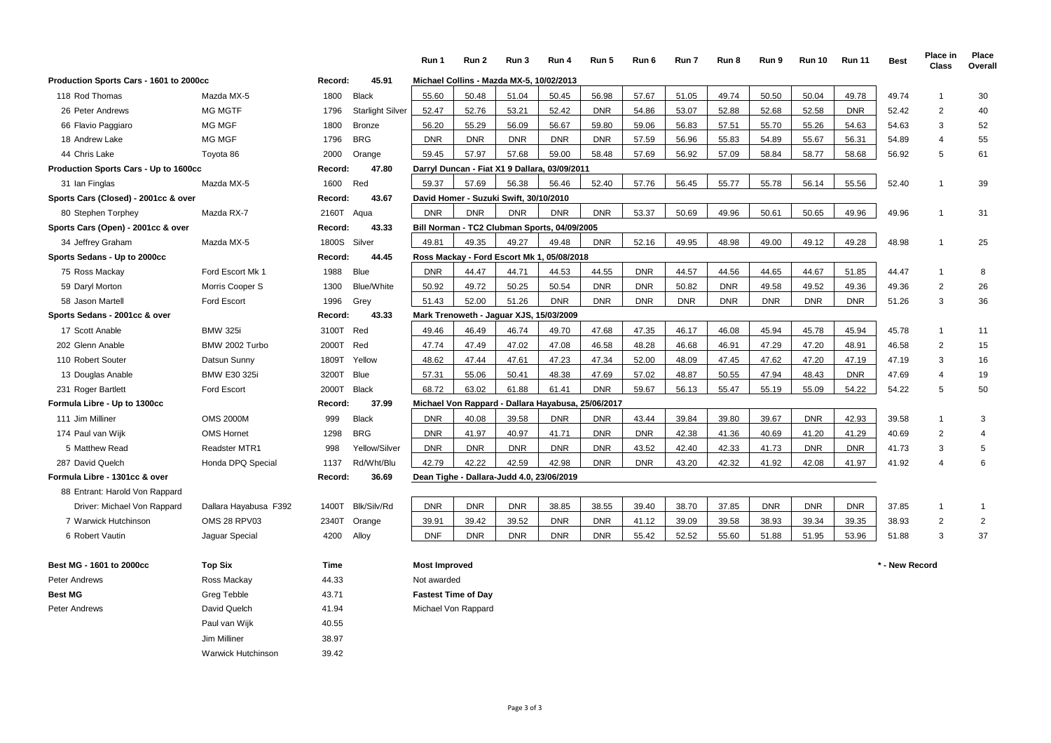| | | | | Run 1 | Run 2 | Run 3 | Run 4 | Run 5 | Run 6 | Run 7 | Run 8 | Run 9 | Run 10 | Run 11 | Best | Place in Class | Place Overall |
|---|---|---|---|---|---|---|---|---|---|---|---|---|---|---|---|---|---|
| **Production Sports Cars - 1601 to 2000cc** | | **Record:** | **45.91** | **Michael Collins - Mazda MX-5, 10/02/2013** | | | | | | | | | | | | | |
| 118 Rod Thomas | Mazda MX-5 | 1800 | Black | 55.60 | 50.48 | 51.04 | 50.45 | 56.98 | 57.67 | 51.05 | 49.74 | 50.50 | 50.04 | 49.78 | 49.74 | 1 | 30 |
| 26 Peter Andrews | MG MGTF | 1796 | Starlight Silver | 52.47 | 52.76 | 53.21 | 52.42 | DNR | 54.86 | 53.07 | 52.88 | 52.68 | 52.58 | DNR | 52.42 | 2 | 40 |
| 66 Flavio Paggiaro | MG MGF | 1800 | Bronze | 56.20 | 55.29 | 56.09 | 56.67 | 59.80 | 59.06 | 56.83 | 57.51 | 55.70 | 55.26 | 54.63 | 54.63 | 3 | 52 |
| 18 Andrew Lake | MG MGF | 1796 | BRG | DNR | DNR | DNR | DNR | DNR | 57.59 | 56.96 | 55.83 | 54.89 | 55.67 | 56.31 | 54.89 | 4 | 55 |
| 44 Chris Lake | Toyota 86 | 2000 | Orange | 59.45 | 57.97 | 57.68 | 59.00 | 58.48 | 57.69 | 56.92 | 57.09 | 58.84 | 58.77 | 58.68 | 56.92 | 5 | 61 |
| **Production Sports Cars - Up to 1600cc** | | **Record:** | **47.80** | **Darryl Duncan - Fiat X1 9 Dallara, 03/09/2011** | | | | | | | | | | | | | |
| 31 Ian Finglas | Mazda MX-5 | 1600 | Red | 59.37 | 57.69 | 56.38 | 56.46 | 52.40 | 57.76 | 56.45 | 55.77 | 55.78 | 56.14 | 55.56 | 52.40 | 1 | 39 |
| **Sports Cars (Closed) - 2001cc & over** | | **Record:** | **43.67** | **David Homer - Suzuki Swift, 30/10/2010** | | | | | | | | | | | | | |
| 80 Stephen Torphey | Mazda RX-7 | 2160T | Aqua | DNR | DNR | DNR | DNR | DNR | 53.37 | 50.69 | 49.96 | 50.61 | 50.65 | 49.96 | 49.96 | 1 | 31 |
| **Sports Cars (Open) - 2001cc & over** | | **Record:** | **43.33** | **Bill Norman - TC2 Clubman Sports, 04/09/2005** | | | | | | | | | | | | | |
| 34 Jeffrey Graham | Mazda MX-5 | 1800S | Silver | 49.81 | 49.35 | 49.27 | 49.48 | DNR | 52.16 | 49.95 | 48.98 | 49.00 | 49.12 | 49.28 | 48.98 | 1 | 25 |
| **Sports Sedans - Up to 2000cc** | | **Record:** | **44.45** | **Ross Mackay - Ford Escort Mk 1, 05/08/2018** | | | | | | | | | | | | | |
| 75 Ross Mackay | Ford Escort Mk 1 | 1988 | Blue | DNR | 44.47 | 44.71 | 44.53 | 44.55 | DNR | 44.57 | 44.56 | 44.65 | 44.67 | 51.85 | 44.47 | 1 | 8 |
| 59 Daryl Morton | Morris Cooper S | 1300 | Blue/White | 50.92 | 49.72 | 50.25 | 50.54 | DNR | DNR | 50.82 | DNR | 49.58 | 49.52 | 49.36 | 49.36 | 2 | 26 |
| 58 Jason Martell | Ford Escort | 1996 | Grey | 51.43 | 52.00 | 51.26 | DNR | DNR | DNR | DNR | DNR | DNR | DNR | DNR | 51.26 | 3 | 36 |
| **Sports Sedans - 2001cc & over** | | **Record:** | **43.33** | **Mark Trenoweth - Jaguar XJS, 15/03/2009** | | | | | | | | | | | | | |
| 17 Scott Anable | BMW 325i | 3100T | Red | 49.46 | 46.49 | 46.74 | 49.70 | 47.68 | 47.35 | 46.17 | 46.08 | 45.94 | 45.78 | 45.94 | 45.78 | 1 | 11 |
| 202 Glenn Anable | BMW 2002 Turbo | 2000T | Red | 47.74 | 47.49 | 47.02 | 47.08 | 46.58 | 48.28 | 46.68 | 46.91 | 47.29 | 47.20 | 48.91 | 46.58 | 2 | 15 |
| 110 Robert Souter | Datsun Sunny | 1809T | Yellow | 48.62 | 47.44 | 47.61 | 47.23 | 47.34 | 52.00 | 48.09 | 47.45 | 47.62 | 47.20 | 47.19 | 47.19 | 3 | 16 |
| 13 Douglas Anable | BMW E30 325i | 3200T | Blue | 57.31 | 55.06 | 50.41 | 48.38 | 47.69 | 57.02 | 48.87 | 50.55 | 47.94 | 48.43 | DNR | 47.69 | 4 | 19 |
| 231 Roger Bartlett | Ford Escort | 2000T | Black | 68.72 | 63.02 | 61.88 | 61.41 | DNR | 59.67 | 56.13 | 55.47 | 55.19 | 55.09 | 54.22 | 54.22 | 5 | 50 |
| **Formula Libre - Up to 1300cc** | | **Record:** | **37.99** | **Michael Von Rappard - Dallara Hayabusa, 25/06/2017** | | | | | | | | | | | | | |
| 111 Jim Milliner | OMS 2000M | 999 | Black | DNR | 40.08 | 39.58 | DNR | DNR | 43.44 | 39.84 | 39.80 | 39.67 | DNR | 42.93 | 39.58 | 1 | 3 |
| 174 Paul van Wijk | OMS Hornet | 1298 | BRG | DNR | 41.97 | 40.97 | 41.71 | DNR | DNR | 42.38 | 41.36 | 40.69 | 41.20 | 41.29 | 40.69 | 2 | 4 |
| 5 Matthew Read | Readster MTR1 | 998 | Yellow/Silver | DNR | DNR | DNR | DNR | DNR | 43.52 | 42.40 | 42.33 | 41.73 | DNR | DNR | 41.73 | 3 | 5 |
| 287 David Quelch | Honda DPQ Special | 1137 | Rd/Wht/Blu | 42.79 | 42.22 | 42.59 | 42.98 | DNR | DNR | 43.20 | 42.32 | 41.92 | 42.08 | 41.97 | 41.92 | 4 | 6 |
| **Formula Libre - 1301cc & over** | | **Record:** | **36.69** | **Dean Tighe - Dallara-Judd 4.0, 23/06/2019** | | | | | | | | | | | | | |
| 88 Entrant: Harold Von Rappard | | | | | | | | | | | | | | | | | |
| Driver: Michael Von Rappard | Dallara Hayabusa F392 | 1400T | Blk/Silv/Rd | DNR | DNR | DNR | 38.85 | 38.55 | 39.40 | 38.70 | 37.85 | DNR | DNR | DNR | 37.85 | 1 | 1 |
| 7 Warwick Hutchinson | OMS 28 RPV03 | 2340T | Orange | 39.91 | 39.42 | 39.52 | DNR | DNR | 41.12 | 39.09 | 39.58 | 38.93 | 39.34 | 39.35 | 38.93 | 2 | 2 |
| 6 Robert Vautin | Jaguar Special | 4200 | Alloy | DNF | DNR | DNR | DNR | DNR | 55.42 | 52.52 | 55.60 | 51.88 | 51.95 | 53.96 | 51.88 | 3 | 37 |

| **Best MG - 1601 to 2000cc** | **Top Six** | **Time** | **Most Improved** |
|---|---|---|---|
| Peter Andrews | Ross Mackay | 44.33 | Not awarded |
| **Best MG** | Greg Tebble | 43.71 | **Fastest Time of Day** |
| Peter Andrews | David Quelch | 41.94 | Michael Von Rappard |
| | Paul van Wijk | 40.55 | |
| | Jim Milliner | 38.97 | |
| | Warwick Hutchinson | 39.42 | |

\* - New Record